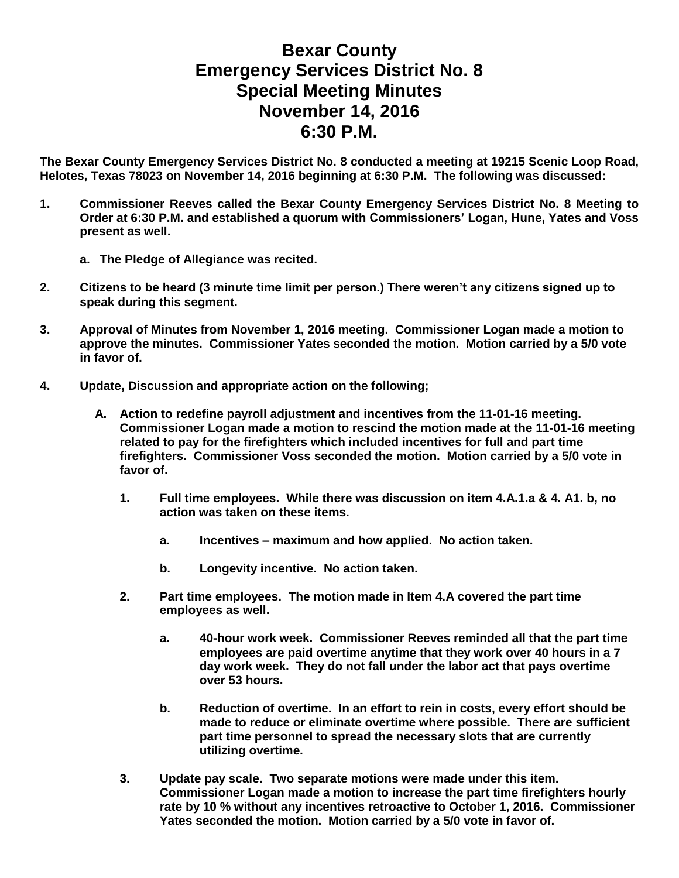# Bexar County
# Emergency Services District No. 8
# Special Meeting Minutes
# November 14, 2016
# 6:30 P.M.

**The Bexar County Emergency Services District No. 8 conducted a meeting at 19215 Scenic Loop Road, Helotes, Texas 78023 on November 14, 2016 beginning at 6:30 P.M. The following was discussed:**

**1. Commissioner Reeves called the Bexar County Emergency Services District No. 8 Meeting to Order at 6:30 P.M. and established a quorum with Commissioners' Logan, Hune, Yates and Voss present as well.**

   **a. The Pledge of Allegiance was recited.**

**2. Citizens to be heard (3 minute time limit per person.) There weren't any citizens signed up to speak during this segment.**

**3. Approval of Minutes from November 1, 2016 meeting. Commissioner Logan made a motion to approve the minutes. Commissioner Yates seconded the motion. Motion carried by a 5/0 vote in favor of.**

**4. Update, Discussion and appropriate action on the following;**

   **A. Action to redefine payroll adjustment and incentives from the 11-01-16 meeting. Commissioner Logan made a motion to rescind the motion made at the 11-01-16 meeting related to pay for the firefighters which included incentives for full and part time firefighters. Commissioner Voss seconded the motion. Motion carried by a 5/0 vote in favor of.**

      **1. Full time employees. While there was discussion on item 4.A.1.a & 4. A1. b, no action was taken on these items.**

         **a. Incentives – maximum and how applied. No action taken.**

         **b. Longevity incentive. No action taken.**

      **2. Part time employees. The motion made in Item 4.A covered the part time employees as well.**

         **a. 40-hour work week. Commissioner Reeves reminded all that the part time employees are paid overtime anytime that they work over 40 hours in a 7 day work week. They do not fall under the labor act that pays overtime over 53 hours.**

         **b. Reduction of overtime. In an effort to rein in costs, every effort should be made to reduce or eliminate overtime where possible. There are sufficient part time personnel to spread the necessary slots that are currently utilizing overtime.**

      **3. Update pay scale. Two separate motions were made under this item. Commissioner Logan made a motion to increase the part time firefighters hourly rate by 10 % without any incentives retroactive to October 1, 2016. Commissioner Yates seconded the motion. Motion carried by a 5/0 vote in favor of.**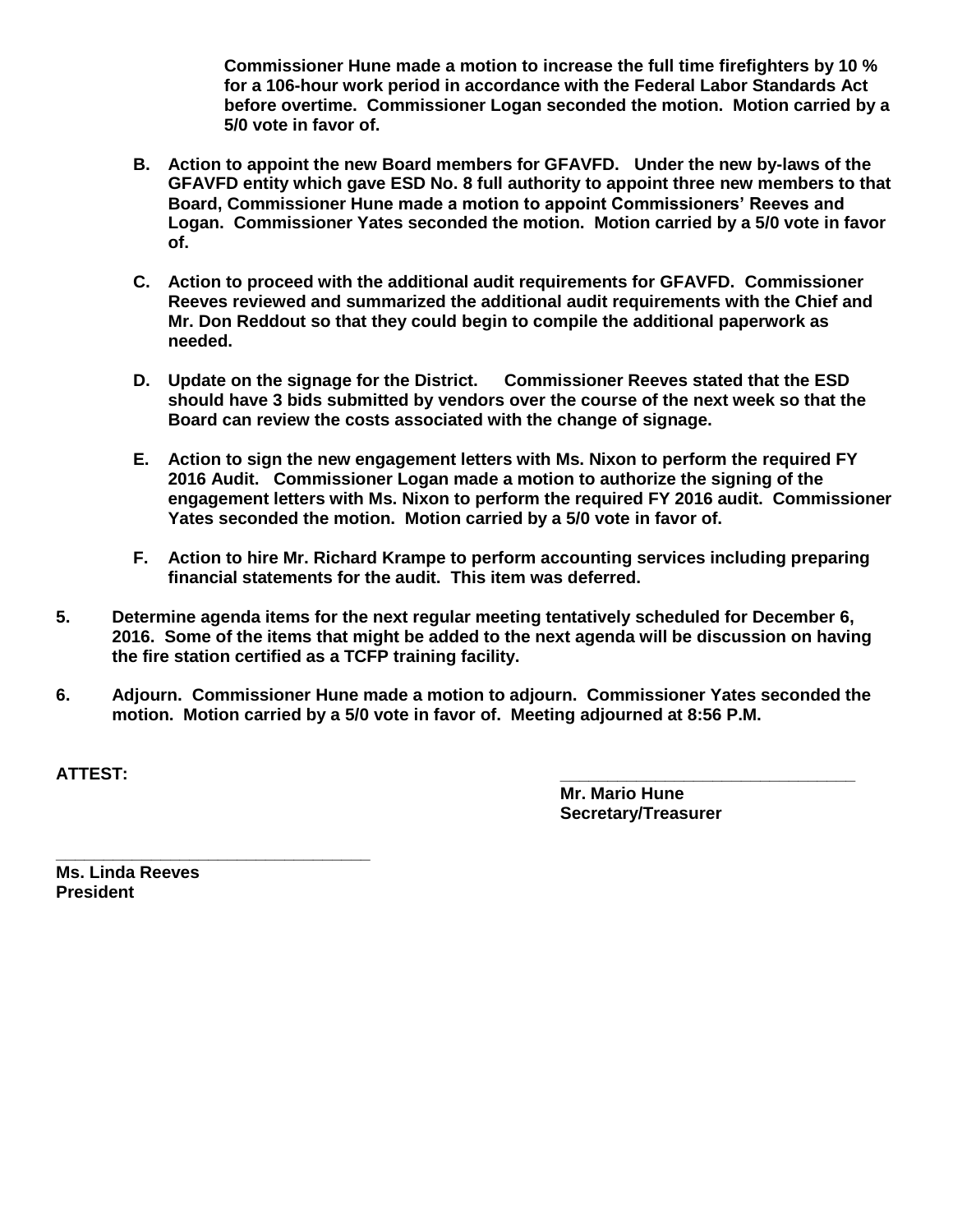**Commissioner Hune made a motion to increase the full time firefighters by 10 % for a 106-hour work period in accordance with the Federal Labor Standards Act before overtime. Commissioner Logan seconded the motion. Motion carried by a 5/0 vote in favor of.**

**B. Action to appoint the new Board members for GFAVFD. Under the new by-laws of the GFAVFD entity which gave ESD No. 8 full authority to appoint three new members to that Board, Commissioner Hune made a motion to appoint Commissioners' Reeves and Logan. Commissioner Yates seconded the motion. Motion carried by a 5/0 vote in favor of.**

**C. Action to proceed with the additional audit requirements for GFAVFD. Commissioner Reeves reviewed and summarized the additional audit requirements with the Chief and Mr. Don Reddout so that they could begin to compile the additional paperwork as needed.**

**D. Update on the signage for the District. Commissioner Reeves stated that the ESD should have 3 bids submitted by vendors over the course of the next week so that the Board can review the costs associated with the change of signage.**

**E. Action to sign the new engagement letters with Ms. Nixon to perform the required FY 2016 Audit. Commissioner Logan made a motion to authorize the signing of the engagement letters with Ms. Nixon to perform the required FY 2016 audit. Commissioner Yates seconded the motion. Motion carried by a 5/0 vote in favor of.**

**F. Action to hire Mr. Richard Krampe to perform accounting services including preparing financial statements for the audit. This item was deferred.**

**5. Determine agenda items for the next regular meeting tentatively scheduled for December 6, 2016. Some of the items that might be added to the next agenda will be discussion on having the fire station certified as a TCFP training facility.**

**6. Adjourn. Commissioner Hune made a motion to adjourn. Commissioner Yates seconded the motion. Motion carried by a 5/0 vote in favor of. Meeting adjourned at 8:56 P.M.**

**ATTEST:**

\_\_\_\_\_\_\_\_\_\_\_\_\_\_\_\_\_\_\_\_\_\_\_\_\_\_\_\_\_\_\_\_
**Mr. Mario Hune**
**Secretary/Treasurer**

\_\_\_\_\_\_\_\_\_\_\_\_\_\_\_\_\_\_\_\_\_\_\_\_\_\_\_\_\_\_\_\_
**Ms. Linda Reeves**
**President**